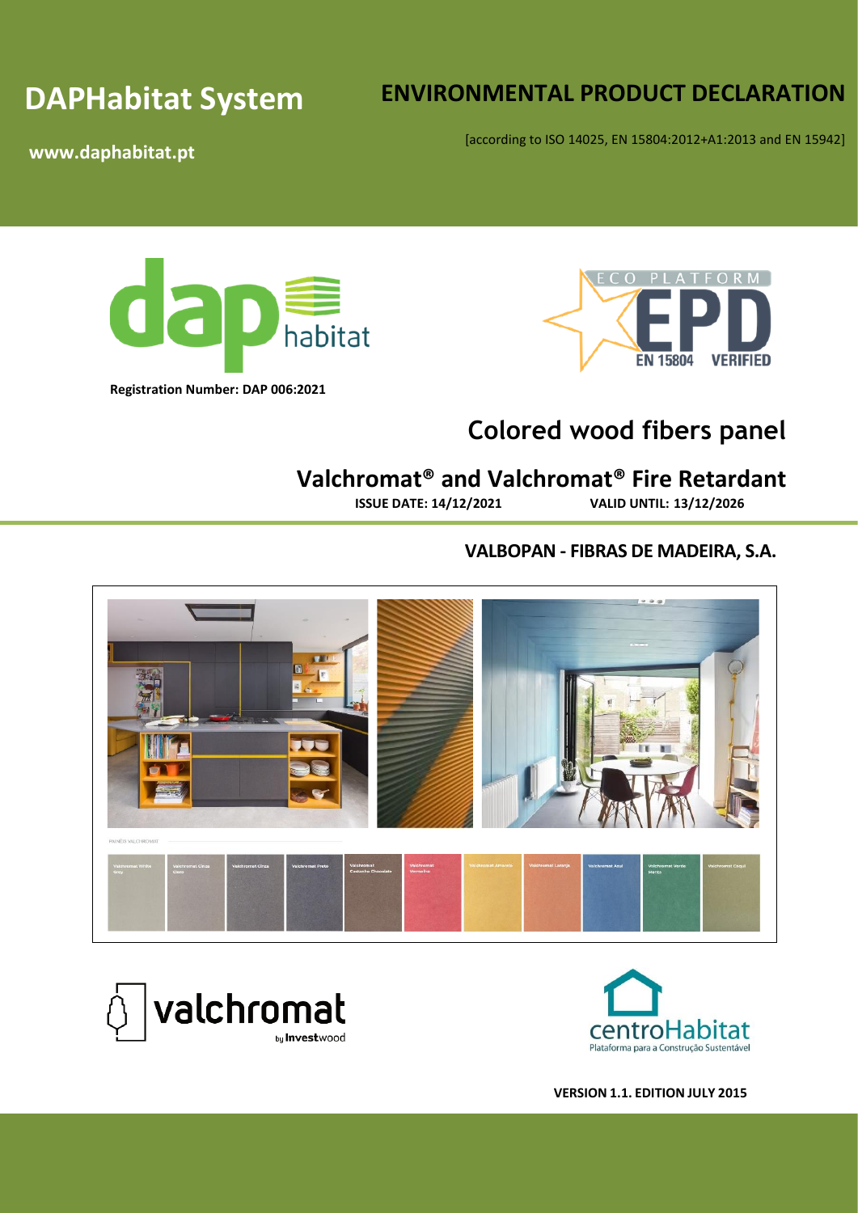# DAPHabitat System

**www.daphabitat.pt**

# ENVIRONMENTAL PRODUCT DECLARATION

[according to ISO 14025, EN 15804:2012+A1:2013 and EN 15942]

**Registration Number: DAP 006:2021**

## Colored wood fibers panel

## Valchromat® and Valchromat® Fire Retardant

**ISSUE DATE: 14/12/2021** **VALID UNTIL: 13/12/2026**

### VALBOPAN - FIBRAS DE MADEIRA, S.A.

**VERSION 1.1. EDITION JULY 2015**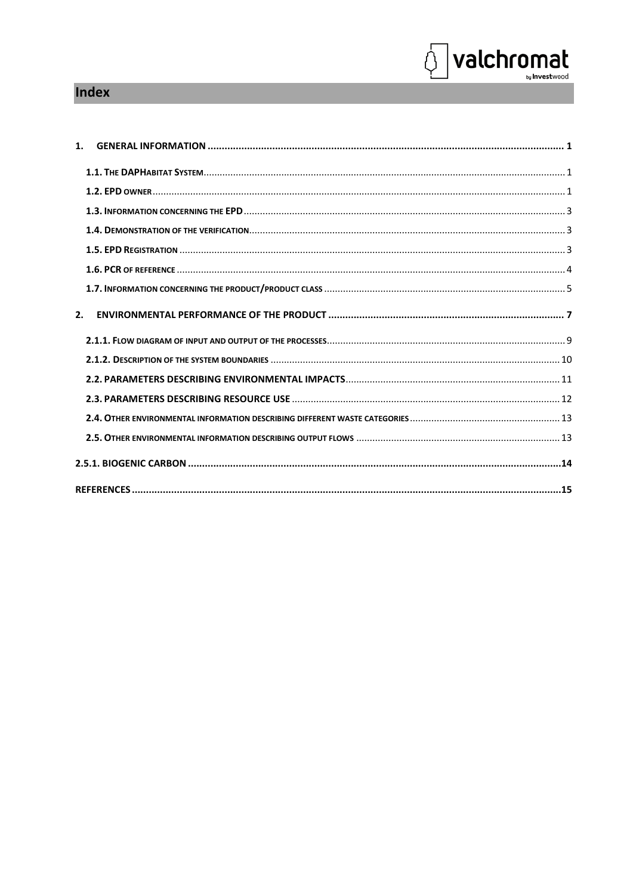# Index

1. GENERAL INFORMATION ........................................................................ 1

1.1. THE DAPHABITAT SYSTEM ........................................................................ 1

1.2. EPD OWNER ........................................................................ 1

1.3. INFORMATION CONCERNING THE EPD ........................................................................ 3

1.4. DEMONSTRATION OF THE VERIFICATION ........................................................................ 3

1.5. EPD REGISTRATION ........................................................................ 3

1.6. PCR OF REFERENCE ........................................................................ 4

1.7. INFORMATION CONCERNING THE PRODUCT/PRODUCT CLASS ........................................................................ 5

2. ENVIRONMENTAL PERFORMANCE OF THE PRODUCT ........................................................................ 7

2.1.1. FLOW DIAGRAM OF INPUT AND OUTPUT OF THE PROCESSES ........................................................................ 9

2.1.2. DESCRIPTION OF THE SYSTEM BOUNDARIES ........................................................................ 10

2.2. PARAMETERS DESCRIBING ENVIRONMENTAL IMPACTS ........................................................................ 11

2.3. PARAMETERS DESCRIBING RESOURCE USE ........................................................................ 12

2.4. OTHER ENVIRONMENTAL INFORMATION DESCRIBING DIFFERENT WASTE CATEGORIES ........................................................................ 13

2.5. OTHER ENVIRONMENTAL INFORMATION DESCRIBING OUTPUT FLOWS ........................................................................ 13

2.5.1. BIOGENIC CARBON ........................................................................ 14

REFERENCES ........................................................................ 15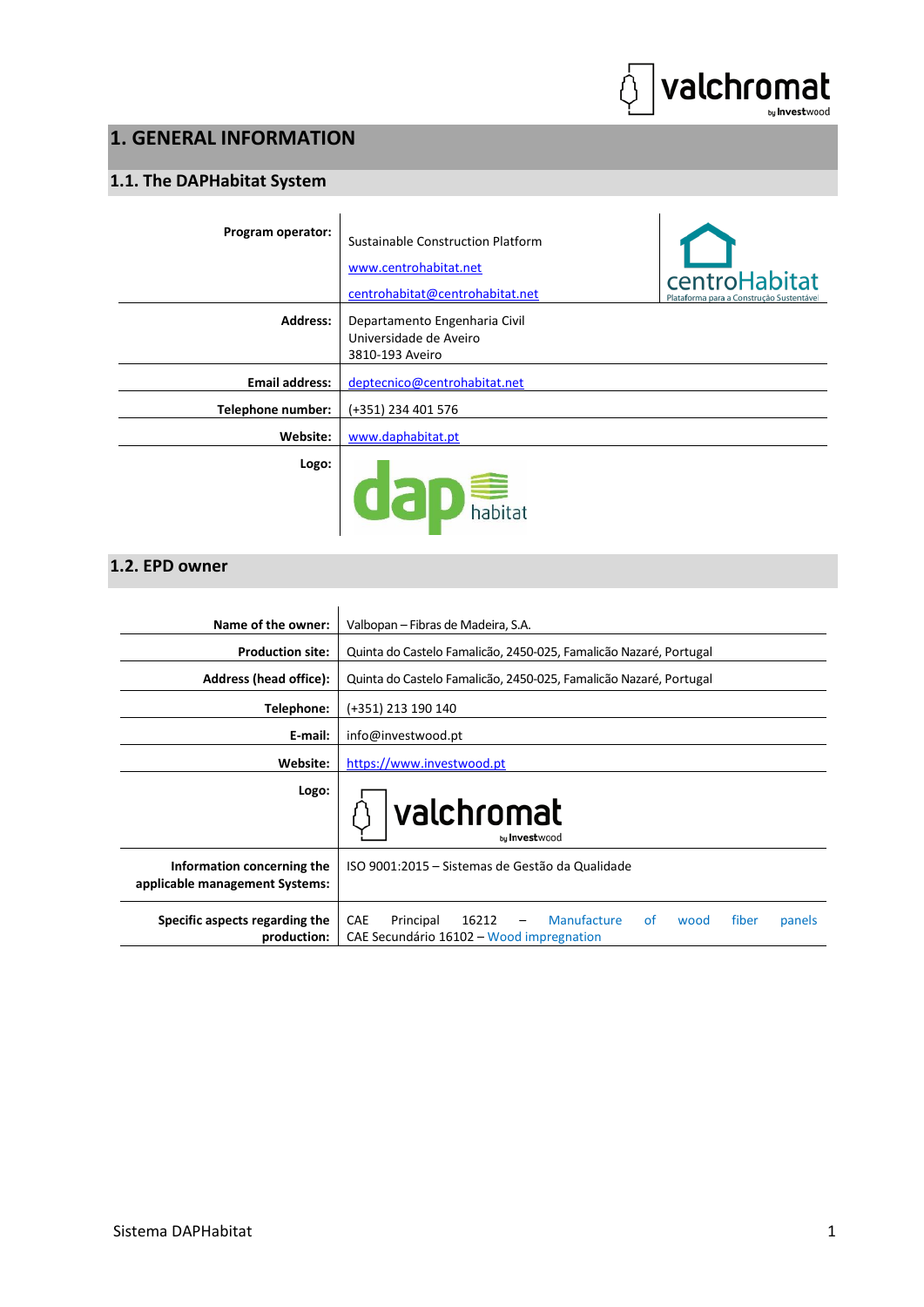# 1. GENERAL INFORMATION

## 1.1. The DAPHabitat System

| | |
|---|---|
| **Program operator:** | Sustainable Construction Platform<br>www.centrohabitat.net<br>centrohabitat@centrohabitat.net |
| **Address:** | Departamento Engenharia Civil<br>Universidade de Aveiro<br>3810-193 Aveiro |
| **Email address:** | deptecnico@centrohabitat.net |
| **Telephone number:** | (+351) 234 401 576 |
| **Website:** | www.daphabitat.pt |
| **Logo:** | |

## 1.2. EPD owner

| | |
|---|---|
| **Name of the owner:** | Valbopan – Fibras de Madeira, S.A. |
| **Production site:** | Quinta do Castelo Famalicão, 2450-025, Famalicão Nazaré, Portugal |
| **Address (head office):** | Quinta do Castelo Famalicão, 2450-025, Famalicão Nazaré, Portugal |
| **Telephone:** | (+351) 213 190 140 |
| **E-mail:** | info@investwood.pt |
| **Website:** | https://www.investwood.pt |
| **Logo:** | |
| **Information concerning the applicable management Systems:** | ISO 9001:2015 – Sistemas de Gestão da Qualidade |
| **Specific aspects regarding the production:** | CAE Principal 16212 – Manufacture of wood fiber panels<br>CAE Secundário 16102 – Wood impregnation |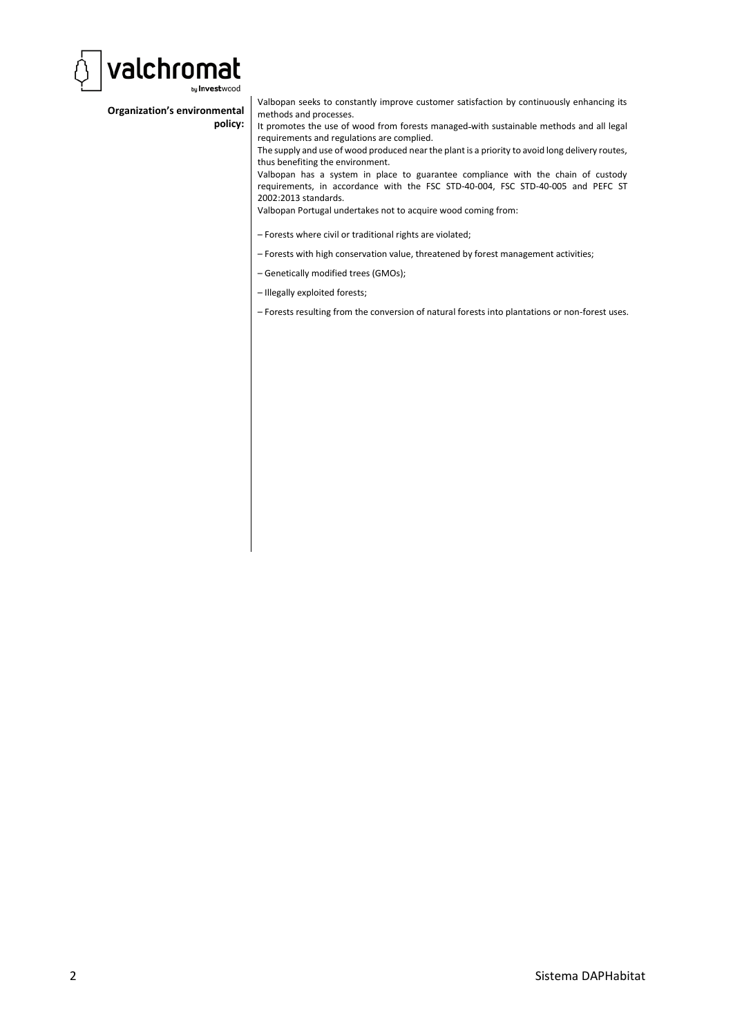| | |
|---|---|
| **Organization's environmental policy:** | Valbopan seeks to constantly improve customer satisfaction by continuously enhancing its methods and processes.<br>It promotes the use of wood from forests managed with sustainable methods and all legal requirements and regulations are complied.<br>The supply and use of wood produced near the plant is a priority to avoid long delivery routes, thus benefiting the environment.<br>Valbopan has a system in place to guarantee compliance with the chain of custody requirements, in accordance with the FSC STD-40-004, FSC STD-40-005 and PEFC ST 2002:2013 standards.<br>Valbopan Portugal undertakes not to acquire wood coming from:<br><br>– Forests where civil or traditional rights are violated;<br><br>– Forests with high conservation value, threatened by forest management activities;<br><br>– Genetically modified trees (GMOs);<br><br>– Illegally exploited forests;<br><br>– Forests resulting from the conversion of natural forests into plantations or non-forest uses. |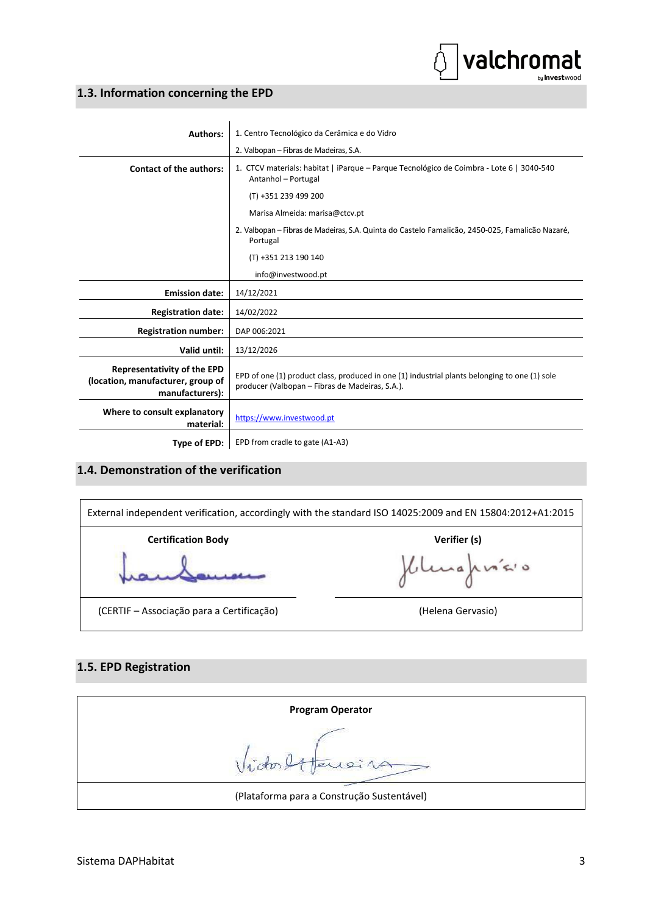## 1.3. Information concerning the EPD

| | |
|---|---|
| **Authors:** | 1. Centro Tecnológico da Cerâmica e do Vidro<br>2. Valbopan – Fibras de Madeiras, S.A. |
| **Contact of the authors:** | 1. CTCV materials: habitat \| iParque – Parque Tecnológico de Coimbra - Lote 6 \| 3040-540 Antanhol – Portugal<br>(T) +351 239 499 200<br>Marisa Almeida: marisa@ctcv.pt<br>2. Valbopan – Fibras de Madeiras, S.A. Quinta do Castelo Famalicão, 2450-025, Famalicão Nazaré, Portugal<br>(T) +351 213 190 140<br>info@investwood.pt |
| **Emission date:** | 14/12/2021 |
| **Registration date:** | 14/02/2022 |
| **Registration number:** | DAP 006:2021 |
| **Valid until:** | 13/12/2026 |
| **Representativity of the EPD (location, manufacturer, group of manufacturers):** | EPD of one (1) product class, produced in one (1) industrial plants belonging to one (1) sole producer (Valbopan – Fibras de Madeiras, S.A.). |
| **Where to consult explanatory material:** | https://www.investwood.pt |
| **Type of EPD:** | EPD from cradle to gate (A1-A3) |

## 1.4. Demonstration of the verification

External independent verification, accordingly with the standard ISO 14025:2009 and EN 15804:2012+A1:2015

| Certification Body | Verifier (s) |
|---|---|
| (CERTIF – Associação para a Certificação) | (Helena Gervasio) |

## 1.5. EPD Registration

**Program Operator**

(Plataforma para a Construção Sustentável)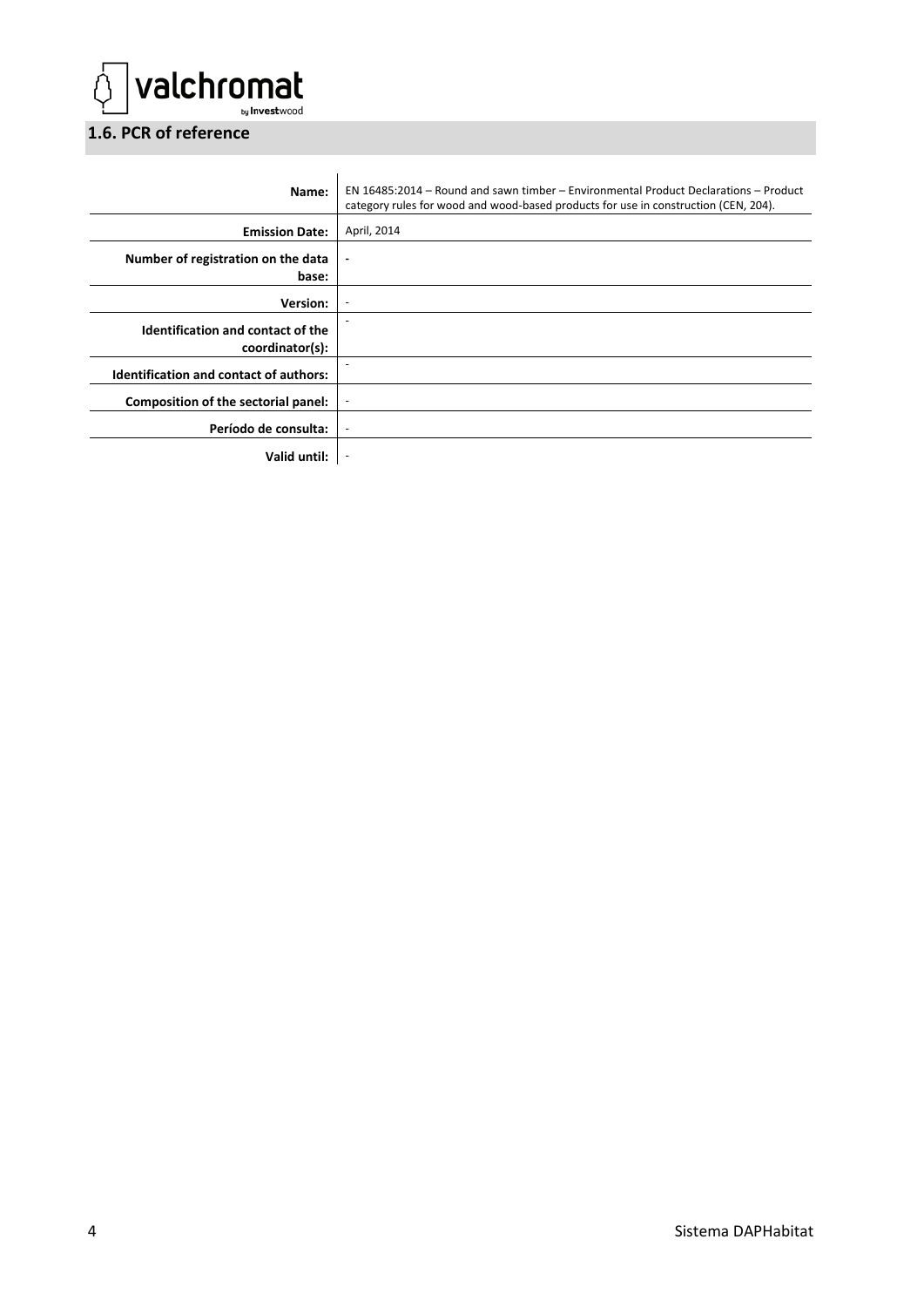## 1.6. PCR of reference

| | |
|---|---|
| **Name:** | EN 16485:2014 – Round and sawn timber – Environmental Product Declarations – Product category rules for wood and wood-based products for use in construction (CEN, 204). |
| **Emission Date:** | April, 2014 |
| **Number of registration on the data base:** | - |
| **Version:** | - |
| **Identification and contact of the coordinator(s):** | - |
| **Identification and contact of authors:** | - |
| **Composition of the sectorial panel:** | - |
| **Período de consulta:** | - |
| **Valid until:** | - |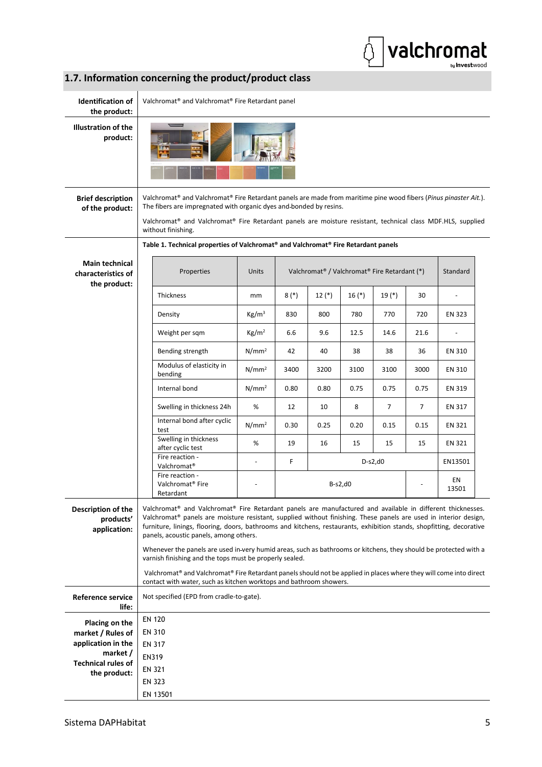## 1.7. Information concerning the product/product class

**Identification of the product:** Valchromat® and Valchromat® Fire Retardant panel

**Illustration of the product:**

**Brief description of the product:** Valchromat® and Valchromat® Fire Retardant panels are made from maritime pine wood fibers (*Pinus pinaster Ait.*). The fibers are impregnated with organic dyes and bonded by resins.

Valchromat® and Valchromat® Fire Retardant panels are moisture resistant, technical class MDF.HLS, supplied without finishing.

**Main technical characteristics of the product:**

**Table 1. Technical properties of Valchromat® and Valchromat® Fire Retardant panels**

| Properties | Units | Valchromat® / Valchromat® Fire Retardant (*) | | | | | Standard |
|---|---|---|---|---|---|---|---|
| Thickness | mm | 8 (*) | 12 (*) | 16 (*) | 19 (*) | 30 | - |
| Density | Kg/m³ | 830 | 800 | 780 | 770 | 720 | EN 323 |
| Weight per sqm | Kg/m² | 6.6 | 9.6 | 12.5 | 14.6 | 21.6 | - |
| Bending strength | N/mm² | 42 | 40 | 38 | 38 | 36 | EN 310 |
| Modulus of elasticity in bending | N/mm² | 3400 | 3200 | 3100 | 3100 | 3000 | EN 310 |
| Internal bond | N/mm² | 0.80 | 0.80 | 0.75 | 0.75 | 0.75 | EN 319 |
| Swelling in thickness 24h | % | 12 | 10 | 8 | 7 | 7 | EN 317 |
| Internal bond after cyclic test | N/mm² | 0.30 | 0.25 | 0.20 | 0.15 | 0.15 | EN 321 |
| Swelling in thickness after cyclic test | % | 19 | 16 | 15 | 15 | 15 | EN 321 |
| Fire reaction - Valchromat® | - | F | D-s2,d0 | | | | EN13501 |
| Fire reaction - Valchromat® Fire Retardant | - | B-s2,d0 | | | | - | EN 13501 |

**Description of the products' application:** Valchromat® and Valchromat® Fire Retardant panels are manufactured and available in different thicknesses. Valchromat® panels are moisture resistant, supplied without finishing. These panels are used in interior design, furniture, linings, flooring, doors, bathrooms and kitchens, restaurants, exhibition stands, shopfitting, decorative panels, acoustic panels, among others.

Whenever the panels are used in very humid areas, such as bathrooms or kitchens, they should be protected with a varnish finishing and the tops must be properly sealed.

Valchromat® and Valchromat® Fire Retardant panels should not be applied in places where they will come into direct contact with water, such as kitchen worktops and bathroom showers.

**Reference service life:** Not specified (EPD from cradle-to-gate).

**Placing on the market / Rules of application in the market / Technical rules of the product:**

EN 120
EN 310
EN 317
EN319
EN 321
EN 323
EN 13501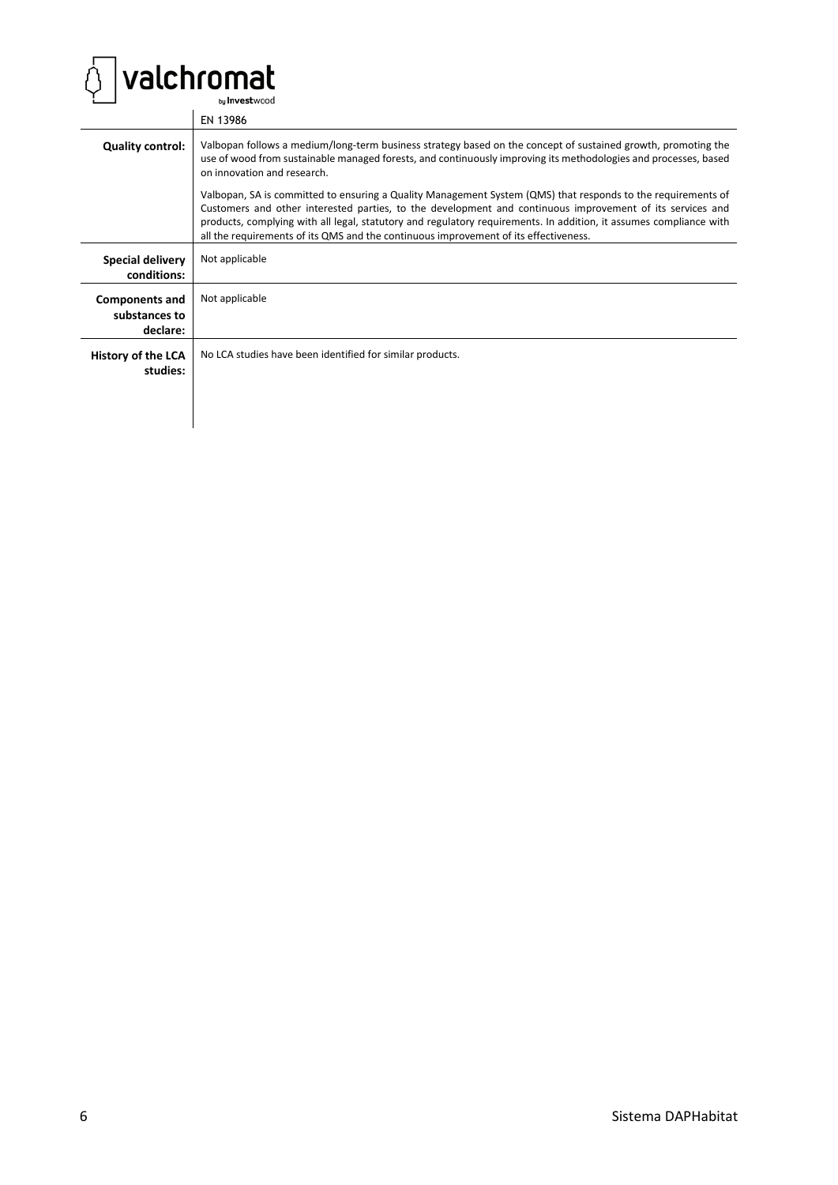| | |
|---|---|
| | EN 13986 |
| **Quality control:** | Valbopan follows a medium/long-term business strategy based on the concept of sustained growth, promoting the use of wood from sustainable managed forests, and continuously improving its methodologies and processes, based on innovation and research.<br><br>Valbopan, SA is committed to ensuring a Quality Management System (QMS) that responds to the requirements of Customers and other interested parties, to the development and continuous improvement of its services and products, complying with all legal, statutory and regulatory requirements. In addition, it assumes compliance with all the requirements of its QMS and the continuous improvement of its effectiveness. |
| **Special delivery conditions:** | Not applicable |
| **Components and substances to declare:** | Not applicable |
| **History of the LCA studies:** | No LCA studies have been identified for similar products. |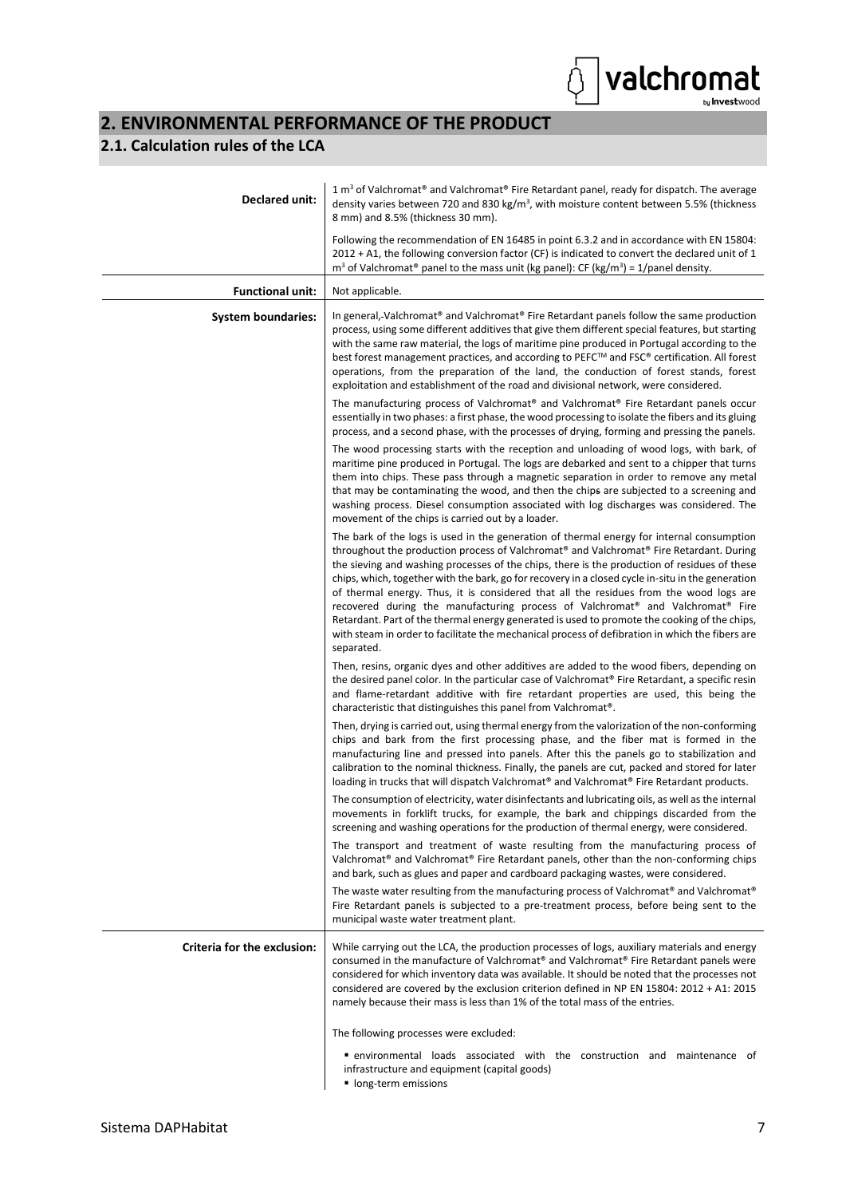## 2. ENVIRONMENTAL PERFORMANCE OF THE PRODUCT

### 2.1. Calculation rules of the LCA

| | |
|---|---|
| **Declared unit:** | 1 $m^3$ of Valchromat® and Valchromat® Fire Retardant panel, ready for dispatch. The average density varies between 720 and 830 $kg/m^3$, with moisture content between 5.5% (thickness 8 mm) and 8.5% (thickness 30 mm).<br><br>Following the recommendation of EN 16485 in point 6.3.2 and in accordance with EN 15804: 2012 + A1, the following conversion factor (CF) is indicated to convert the declared unit of 1 $m^3$ of Valchromat® panel to the mass unit (kg panel): CF ($kg/m^3$) = 1/panel density. |
| **Functional unit:** | Not applicable. |
| **System boundaries:** | In general, Valchromat® and Valchromat® Fire Retardant panels follow the same production process, using some different additives that give them different special features, but starting with the same raw material, the logs of maritime pine produced in Portugal according to the best forest management practices, and according to PEFC™ and FSC® certification. All forest operations, from the preparation of the land, the conduction of forest stands, forest exploitation and establishment of the road and divisional network, were considered.<br><br>The manufacturing process of Valchromat® and Valchromat® Fire Retardant panels occur essentially in two phases: a first phase, the wood processing to isolate the fibers and its gluing process, and a second phase, with the processes of drying, forming and pressing the panels.<br><br>The wood processing starts with the reception and unloading of wood logs, with bark, of maritime pine produced in Portugal. The logs are debarked and sent to a chipper that turns them into chips. These pass through a magnetic separation in order to remove any metal that may be contaminating the wood, and then the chips are subjected to a screening and washing process. Diesel consumption associated with log discharges was considered. The movement of the chips is carried out by a loader.<br><br>The bark of the logs is used in the generation of thermal energy for internal consumption throughout the production process of Valchromat® and Valchromat® Fire Retardant. During the sieving and washing processes of the chips, there is the production of residues of these chips, which, together with the bark, go for recovery in a closed cycle in-situ in the generation of thermal energy. Thus, it is considered that all the residues from the wood logs are recovered during the manufacturing process of Valchromat® and Valchromat® Fire Retardant. Part of the thermal energy generated is used to promote the cooking of the chips, with steam in order to facilitate the mechanical process of defibration in which the fibers are separated.<br><br>Then, resins, organic dyes and other additives are added to the wood fibers, depending on the desired panel color. In the particular case of Valchromat® Fire Retardant, a specific resin and flame-retardant additive with fire retardant properties are used, this being the characteristic that distinguishes this panel from Valchromat®.<br><br>Then, drying is carried out, using thermal energy from the valorization of the non-conforming chips and bark from the first processing phase, and the fiber mat is formed in the manufacturing line and pressed into panels. After this the panels go to stabilization and calibration to the nominal thickness. Finally, the panels are cut, packed and stored for later loading in trucks that will dispatch Valchromat® and Valchromat® Fire Retardant products.<br><br>The consumption of electricity, water disinfectants and lubricating oils, as well as the internal movements in forklift trucks, for example, the bark and chippings discarded from the screening and washing operations for the production of thermal energy, were considered.<br><br>The transport and treatment of waste resulting from the manufacturing process of Valchromat® and Valchromat® Fire Retardant panels, other than the non-conforming chips and bark, such as glues and paper and cardboard packaging wastes, were considered.<br><br>The waste water resulting from the manufacturing process of Valchromat® and Valchromat® Fire Retardant panels is subjected to a pre-treatment process, before being sent to the municipal waste water treatment plant. |
| **Criteria for the exclusion:** | While carrying out the LCA, the production processes of logs, auxiliary materials and energy consumed in the manufacture of Valchromat® and Valchromat® Fire Retardant panels were considered for which inventory data was available. It should be noted that the processes not considered are covered by the exclusion criterion defined in NP EN 15804: 2012 + A1: 2015 namely because their mass is less than 1% of the total mass of the entries.<br><br>The following processes were excluded:<br><br>▪ environmental loads associated with the construction and maintenance of infrastructure and equipment (capital goods)<br>▪ long-term emissions |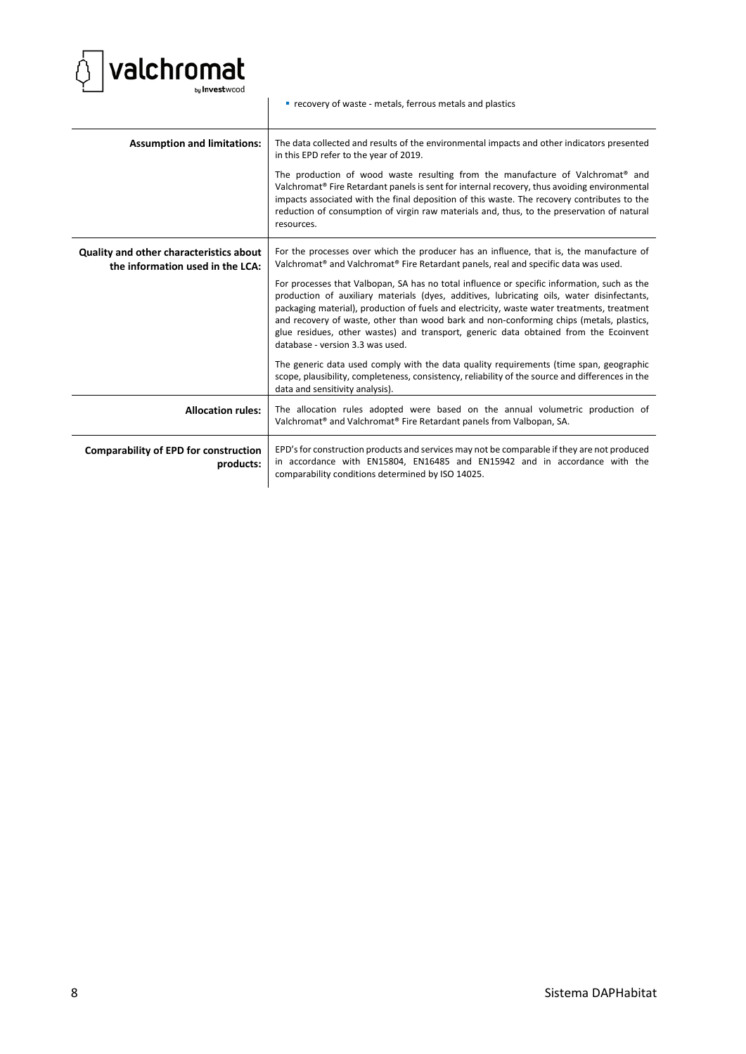| | |
|---|---|
| | ▪ recovery of waste - metals, ferrous metals and plastics |
| **Assumption and limitations:** | The data collected and results of the environmental impacts and other indicators presented in this EPD refer to the year of 2019.<br><br>The production of wood waste resulting from the manufacture of Valchromat® and Valchromat® Fire Retardant panels is sent for internal recovery, thus avoiding environmental impacts associated with the final deposition of this waste. The recovery contributes to the reduction of consumption of virgin raw materials and, thus, to the preservation of natural resources. |
| **Quality and other characteristics about the information used in the LCA:** | For the processes over which the producer has an influence, that is, the manufacture of Valchromat® and Valchromat® Fire Retardant panels, real and specific data was used.<br><br>For processes that Valbopan, SA has no total influence or specific information, such as the production of auxiliary materials (dyes, additives, lubricating oils, water disinfectants, packaging material), production of fuels and electricity, waste water treatments, treatment and recovery of waste, other than wood bark and non-conforming chips (metals, plastics, glue residues, other wastes) and transport, generic data obtained from the Ecoinvent database - version 3.3 was used.<br><br>The generic data used comply with the data quality requirements (time span, geographic scope, plausibility, completeness, consistency, reliability of the source and differences in the data and sensitivity analysis). |
| **Allocation rules:** | The allocation rules adopted were based on the annual volumetric production of Valchromat® and Valchromat® Fire Retardant panels from Valbopan, SA. |
| **Comparability of EPD for construction products:** | EPD's for construction products and services may not be comparable if they are not produced in accordance with EN15804, EN16485 and EN15942 and in accordance with the comparability conditions determined by ISO 14025. |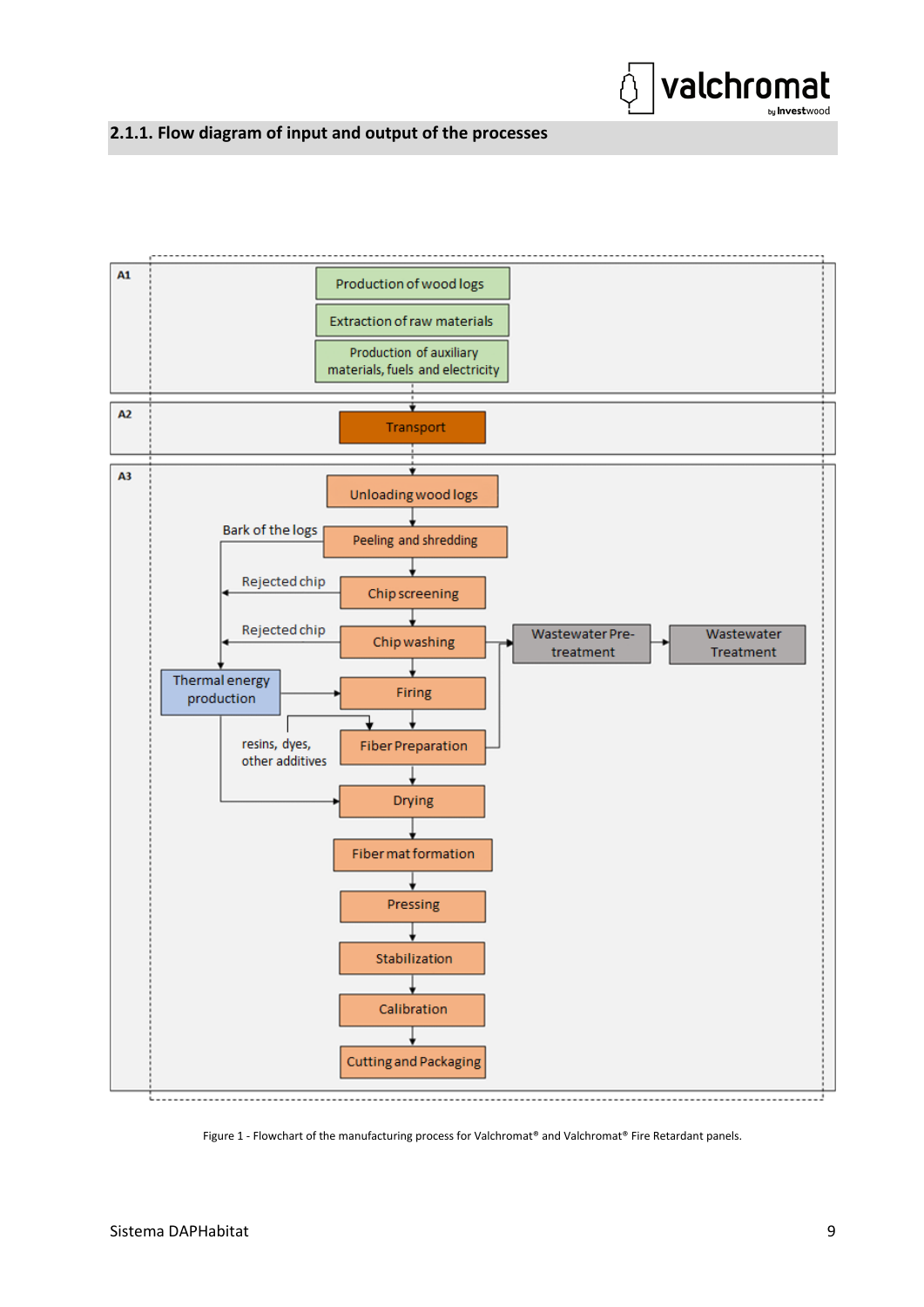### 2.1.1. Flow diagram of input and output of the processes

A1

Production of wood logs

Extraction of raw materials

Production of auxiliary materials, fuels and electricity

A2

Transport

A3

Unloading wood logs

Bark of the logs

Peeling and shredding

Rejected chip

Chip screening

Rejected chip

Chip washing

Wastewater Pre-treatment

Wastewater Treatment

Thermal energy production

Firing

resins, dyes, other additives

Fiber Preparation

Drying

Fiber mat formation

Pressing

Stabilization

Calibration

Cutting and Packaging

Figure 1 - Flowchart of the manufacturing process for Valchromat® and Valchromat® Fire Retardant panels.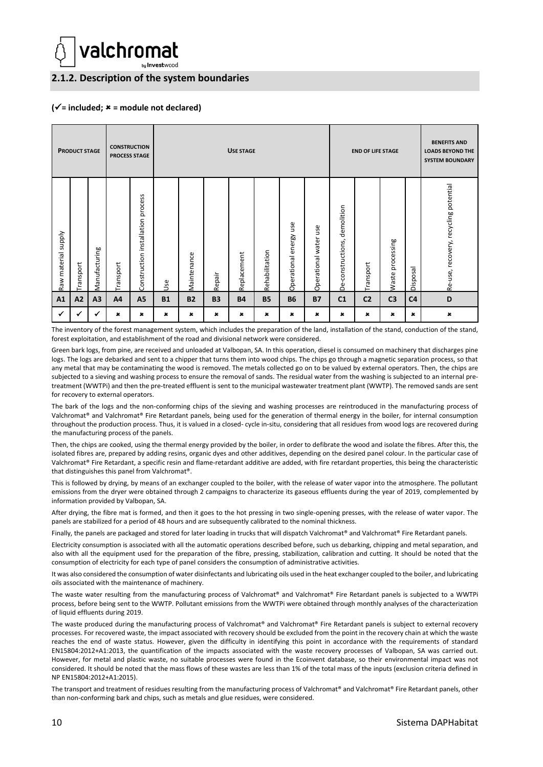## 2.1.2. Description of the system boundaries

**(✓= included; ✖ = module not declared)**

| PRODUCT STAGE | | | CONSTRUCTION PROCESS STAGE | | USE STAGE | | | | | | | END OF LIFE STAGE | | | | BENEFITS AND LOADS BEYOND THE SYSTEM BOUNDARY |
|---|---|---|---|---|---|---|---|---|---|---|---|---|---|---|---|---|
| Raw material supply | Transport | Manufacturing | Transport | Construction installation process | Use | Maintenance | Repair | Replacement | Rehabilitation | Operational energy use | Operational water use | De-constructions, demolition | Transport | Waste processing | Disposal | Re-use, recovery, recycling potential |
| A1 | A2 | A3 | A4 | A5 | B1 | B2 | B3 | B4 | B5 | B6 | B7 | C1 | C2 | C3 | C4 | D |
| ✓ | ✓ | ✓ | ✖ | ✖ | ✖ | ✖ | ✖ | ✖ | ✖ | ✖ | ✖ | ✖ | ✖ | ✖ | ✖ | ✖ |

The inventory of the forest management system, which includes the preparation of the land, installation of the stand, conduction of the stand, forest exploitation, and establishment of the road and divisional network were considered.

Green bark logs, from pine, are received and unloaded at Valbopan, SA. In this operation, diesel is consumed on machinery that discharges pine logs. The logs are debarked and sent to a chipper that turns them into wood chips. The chips go through a magnetic separation process, so that any metal that may be contaminating the wood is removed. The metals collected go on to be valued by external operators. Then, the chips are subjected to a sieving and washing process to ensure the removal of sands. The residual water from the washing is subjected to an internal pre-treatment (WWTPi) and then the pre-treated effluent is sent to the municipal wastewater treatment plant (WWTP). The removed sands are sent for recovery to external operators.

The bark of the logs and the non-conforming chips of the sieving and washing processes are reintroduced in the manufacturing process of Valchromat® and Valchromat® Fire Retardant panels, being used for the generation of thermal energy in the boiler, for internal consumption throughout the production process. Thus, it is valued in a closed- cycle in-situ, considering that all residues from wood logs are recovered during the manufacturing process of the panels.

Then, the chips are cooked, using the thermal energy provided by the boiler, in order to defibrate the wood and isolate the fibres. After this, the isolated fibres are, prepared by adding resins, organic dyes and other additives, depending on the desired panel colour. In the particular case of Valchromat® Fire Retardant, a specific resin and flame-retardant additive are added, with fire retardant properties, this being the characteristic that distinguishes this panel from Valchromat®.

This is followed by drying, by means of an exchanger coupled to the boiler, with the release of water vapor into the atmosphere. The pollutant emissions from the dryer were obtained through 2 campaigns to characterize its gaseous effluents during the year of 2019, complemented by information provided by Valbopan, SA.

After drying, the fibre mat is formed, and then it goes to the hot pressing in two single-opening presses, with the release of water vapor. The panels are stabilized for a period of 48 hours and are subsequently calibrated to the nominal thickness.

Finally, the panels are packaged and stored for later loading in trucks that will dispatch Valchromat® and Valchromat® Fire Retardant panels.

Electricity consumption is associated with all the automatic operations described before, such us debarking, chipping and metal separation, and also with all the equipment used for the preparation of the fibre, pressing, stabilization, calibration and cutting. It should be noted that the consumption of electricity for each type of panel considers the consumption of administrative activities.

It was also considered the consumption of water disinfectants and lubricating oils used in the heat exchanger coupled to the boiler, and lubricating oils associated with the maintenance of machinery.

The waste water resulting from the manufacturing process of Valchromat® and Valchromat® Fire Retardant panels is subjected to a WWTPi process, before being sent to the WWTP. Pollutant emissions from the WWTPi were obtained through monthly analyses of the characterization of liquid effluents during 2019.

The waste produced during the manufacturing process of Valchromat® and Valchromat® Fire Retardant panels is subject to external recovery processes. For recovered waste, the impact associated with recovery should be excluded from the point in the recovery chain at which the waste reaches the end of waste status. However, given the difficulty in identifying this point in accordance with the requirements of standard EN15804:2012+A1:2013, the quantification of the impacts associated with the waste recovery processes of Valbopan, SA was carried out. However, for metal and plastic waste, no suitable processes were found in the Ecoinvent database, so their environmental impact was not considered. It should be noted that the mass flows of these wastes are less than 1% of the total mass of the inputs (exclusion criteria defined in NP EN15804:2012+A1:2015).

The transport and treatment of residues resulting from the manufacturing process of Valchromat® and Valchromat® Fire Retardant panels, other than non-conforming bark and chips, such as metals and glue residues, were considered.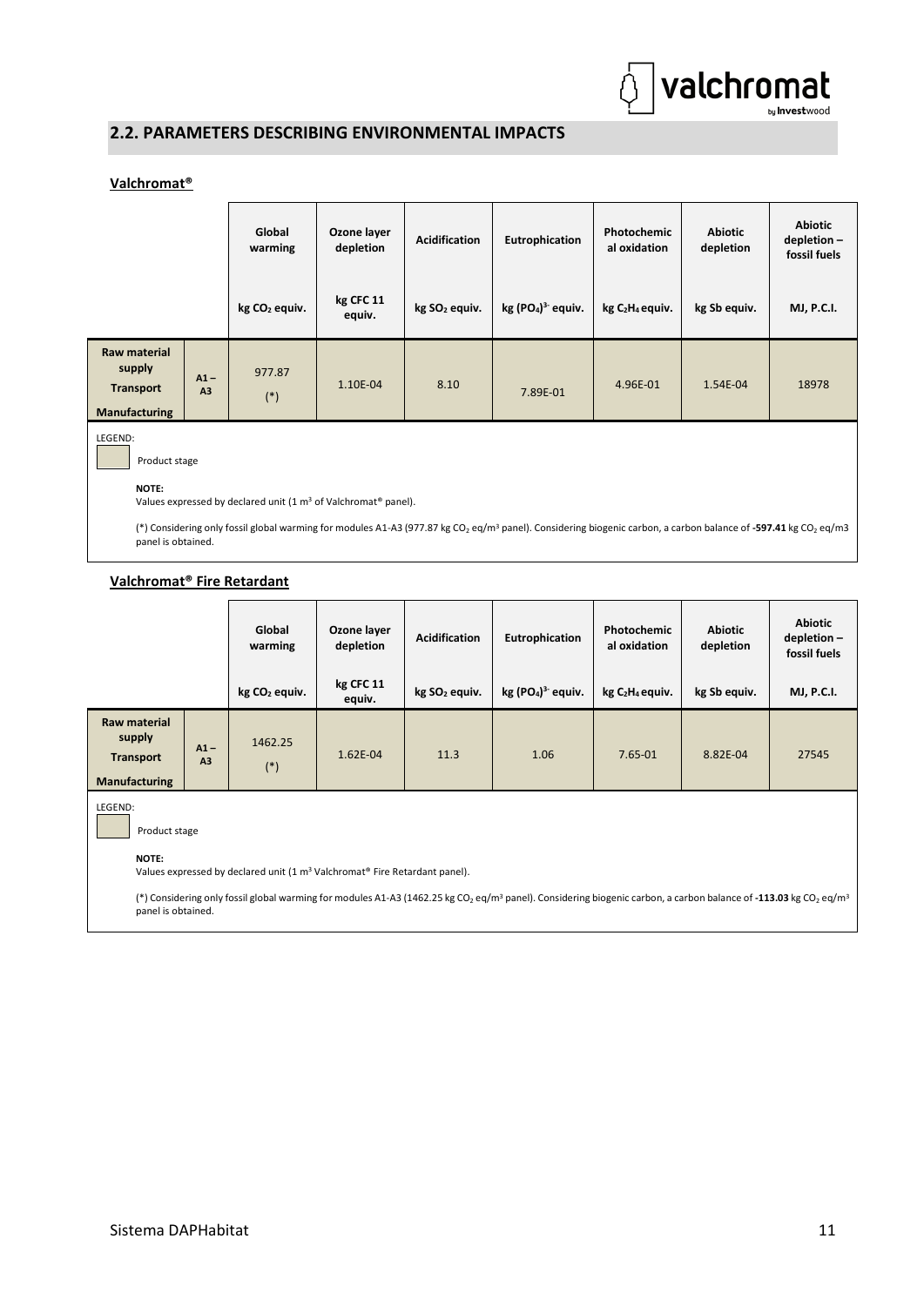## 2.2. PARAMETERS DESCRIBING ENVIRONMENTAL IMPACTS

### Valchromat®

| | | Global warming | Ozone layer depletion | Acidification | Eutrophication | Photochemical oxidation | Abiotic depletion | Abiotic depletion – fossil fuels |
|---|---|---|---|---|---|---|---|---|
| | | kg $CO_2$ equiv. | kg CFC 11 equiv. | kg $SO_2$ equiv. | kg $(PO_4)^{3-}$ equiv. | kg $C_2H_4$ equiv. | kg Sb equiv. | MJ, P.C.I. |
| **Raw material supply** **Transport** **Manufacturing** | A1 – A3 | 977.87 (*) | 1.10E-04 | 8.10 | 7.89E-01 | 4.96E-01 | 1.54E-04 | 18978 |

LEGEND:

Product stage

**NOTE:**
Values expressed by declared unit (1 $m^3$ of Valchromat® panel).

(*) Considering only fossil global warming for modules A1-A3 (977.87 kg $CO_2$ eq/$m^3$ panel). Considering biogenic carbon, a carbon balance of **-597.41** kg $CO_2$ eq/m3 panel is obtained.

### Valchromat® Fire Retardant

| | | Global warming | Ozone layer depletion | Acidification | Eutrophication | Photochemical oxidation | Abiotic depletion | Abiotic depletion – fossil fuels |
|---|---|---|---|---|---|---|---|---|
| | | kg $CO_2$ equiv. | kg CFC 11 equiv. | kg $SO_2$ equiv. | kg $(PO_4)^{3-}$ equiv. | kg $C_2H_4$ equiv. | kg Sb equiv. | MJ, P.C.I. |
| **Raw material supply** **Transport** **Manufacturing** | A1 – A3 | 1462.25 (*) | 1.62E-04 | 11.3 | 1.06 | 7.65-01 | 8.82E-04 | 27545 |

LEGEND:

Product stage

**NOTE:**
Values expressed by declared unit (1 $m^3$ Valchromat® Fire Retardant panel).

(*) Considering only fossil global warming for modules A1-A3 (1462.25 kg $CO_2$ eq/$m^3$ panel). Considering biogenic carbon, a carbon balance of **-113.03** kg $CO_2$ eq/$m^3$ panel is obtained.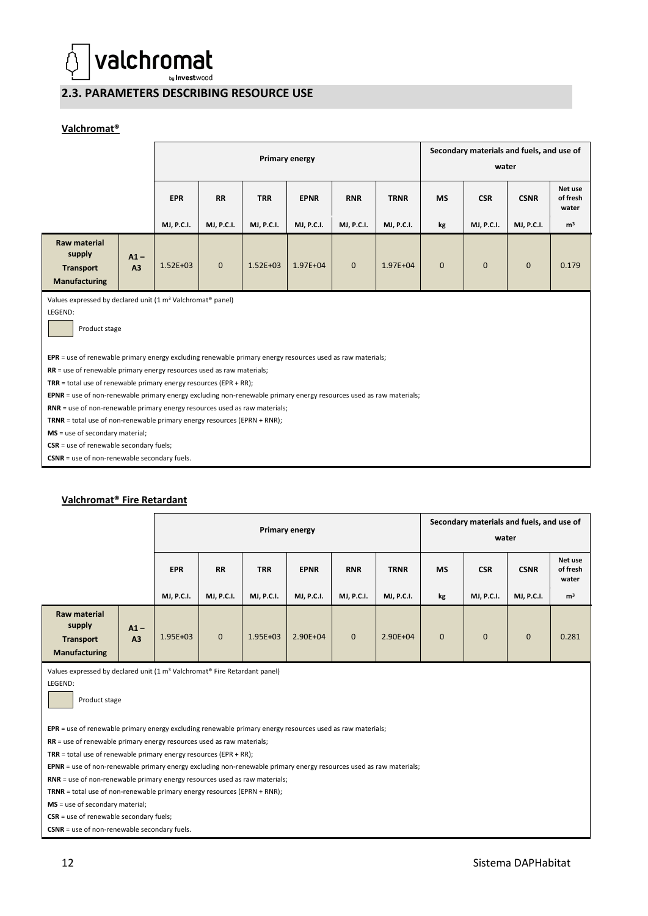## 2.3. PARAMETERS DESCRIBING RESOURCE USE

**Valchromat®**

| | | Primary energy | | | | | | Secondary materials and fuels, and use of water | | | |
|---|---|---|---|---|---|---|---|---|---|---|---|
| | | EPR | RR | TRR | EPNR | RNR | TRNR | MS | CSR | CSNR | Net use of fresh water |
| | | MJ, P.C.I. | MJ, P.C.I. | MJ, P.C.I. | MJ, P.C.I. | MJ, P.C.I. | MJ, P.C.I. | kg | MJ, P.C.I. | MJ, P.C.I. | $m^3$ |
| **Raw material supply Transport Manufacturing** | **A1 – A3** | 1.52E+03 | 0 | 1.52E+03 | 1.97E+04 | 0 | 1.97E+04 | 0 | 0 | 0 | 0.179 |

Values expressed by declared unit (1 $m^3$ Valchromat® panel)

LEGEND:

Product stage

**EPR** = use of renewable primary energy excluding renewable primary energy resources used as raw materials;
**RR** = use of renewable primary energy resources used as raw materials;
**TRR** = total use of renewable primary energy resources (EPR + RR);
**EPNR** = use of non-renewable primary energy excluding non-renewable primary energy resources used as raw materials;
**RNR** = use of non-renewable primary energy resources used as raw materials;
**TRNR** = total use of non-renewable primary energy resources (EPRN + RNR);
**MS** = use of secondary material;
**CSR** = use of renewable secondary fuels;
**CSNR** = use of non-renewable secondary fuels.

**Valchromat® Fire Retardant**

| | | Primary energy | | | | | | Secondary materials and fuels, and use of water | | | |
|---|---|---|---|---|---|---|---|---|---|---|---|
| | | EPR | RR | TRR | EPNR | RNR | TRNR | MS | CSR | CSNR | Net use of fresh water |
| | | MJ, P.C.I. | MJ, P.C.I. | MJ, P.C.I. | MJ, P.C.I. | MJ, P.C.I. | MJ, P.C.I. | kg | MJ, P.C.I. | MJ, P.C.I. | $m^3$ |
| **Raw material supply Transport Manufacturing** | **A1 – A3** | 1.95E+03 | 0 | 1.95E+03 | 2.90E+04 | 0 | 2.90E+04 | 0 | 0 | 0 | 0.281 |

Values expressed by declared unit (1 $m^3$ Valchromat® Fire Retardant panel)

LEGEND:

Product stage

**EPR** = use of renewable primary energy excluding renewable primary energy resources used as raw materials;
**RR** = use of renewable primary energy resources used as raw materials;
**TRR** = total use of renewable primary energy resources (EPR + RR);
**EPNR** = use of non-renewable primary energy excluding non-renewable primary energy resources used as raw materials;
**RNR** = use of non-renewable primary energy resources used as raw materials;
**TRNR** = total use of non-renewable primary energy resources (EPRN + RNR);
**MS** = use of secondary material;
**CSR** = use of renewable secondary fuels;
**CSNR** = use of non-renewable secondary fuels.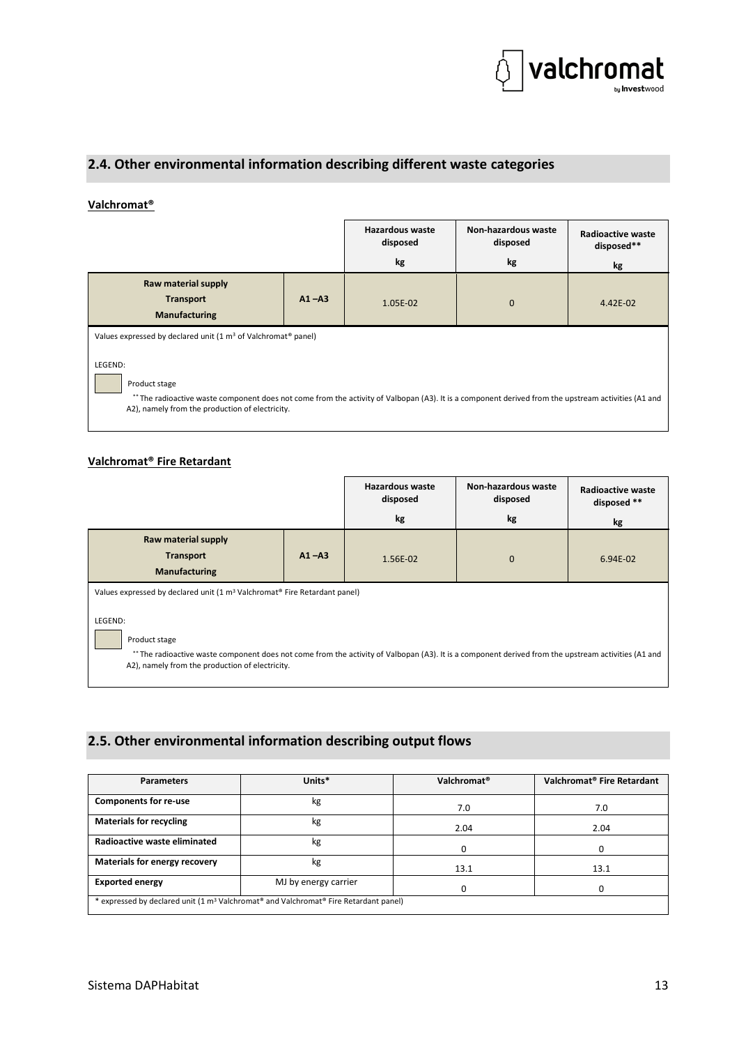## 2.4. Other environmental information describing different waste categories

**Valchromat®**

| | | Hazardous waste disposed<br>kg | Non-hazardous waste disposed<br>kg | Radioactive waste disposed**<br>kg |
|---|---|---|---|---|
| Raw material supply<br>Transport<br>Manufacturing | A1 –A3 | 1.05E-02 | 0 | 4.42E-02 |

Values expressed by declared unit (1 m³ of Valchromat® panel)

LEGEND:

Product stage

** The radioactive waste component does not come from the activity of Valbopan (A3). It is a component derived from the upstream activities (A1 and A2), namely from the production of electricity.

**Valchromat® Fire Retardant**

| | | Hazardous waste disposed<br>kg | Non-hazardous waste disposed<br>kg | Radioactive waste disposed **<br>kg |
|---|---|---|---|---|
| Raw material supply<br>Transport<br>Manufacturing | A1 –A3 | 1.56E-02 | 0 | 6.94E-02 |

Values expressed by declared unit (1 m³ Valchromat® Fire Retardant panel)

LEGEND:

Product stage

** The radioactive waste component does not come from the activity of Valbopan (A3). It is a component derived from the upstream activities (A1 and A2), namely from the production of electricity.

## 2.5. Other environmental information describing output flows

| Parameters | Units* | Valchromat® | Valchromat® Fire Retardant |
|---|---|---|---|
| Components for re-use | kg | 7.0 | 7.0 |
| Materials for recycling | kg | 2.04 | 2.04 |
| Radioactive waste eliminated | kg | 0 | 0 |
| Materials for energy recovery | kg | 13.1 | 13.1 |
| Exported energy | MJ by energy carrier | 0 | 0 |

* expressed by declared unit (1 m³ Valchromat® and Valchromat® Fire Retardant panel)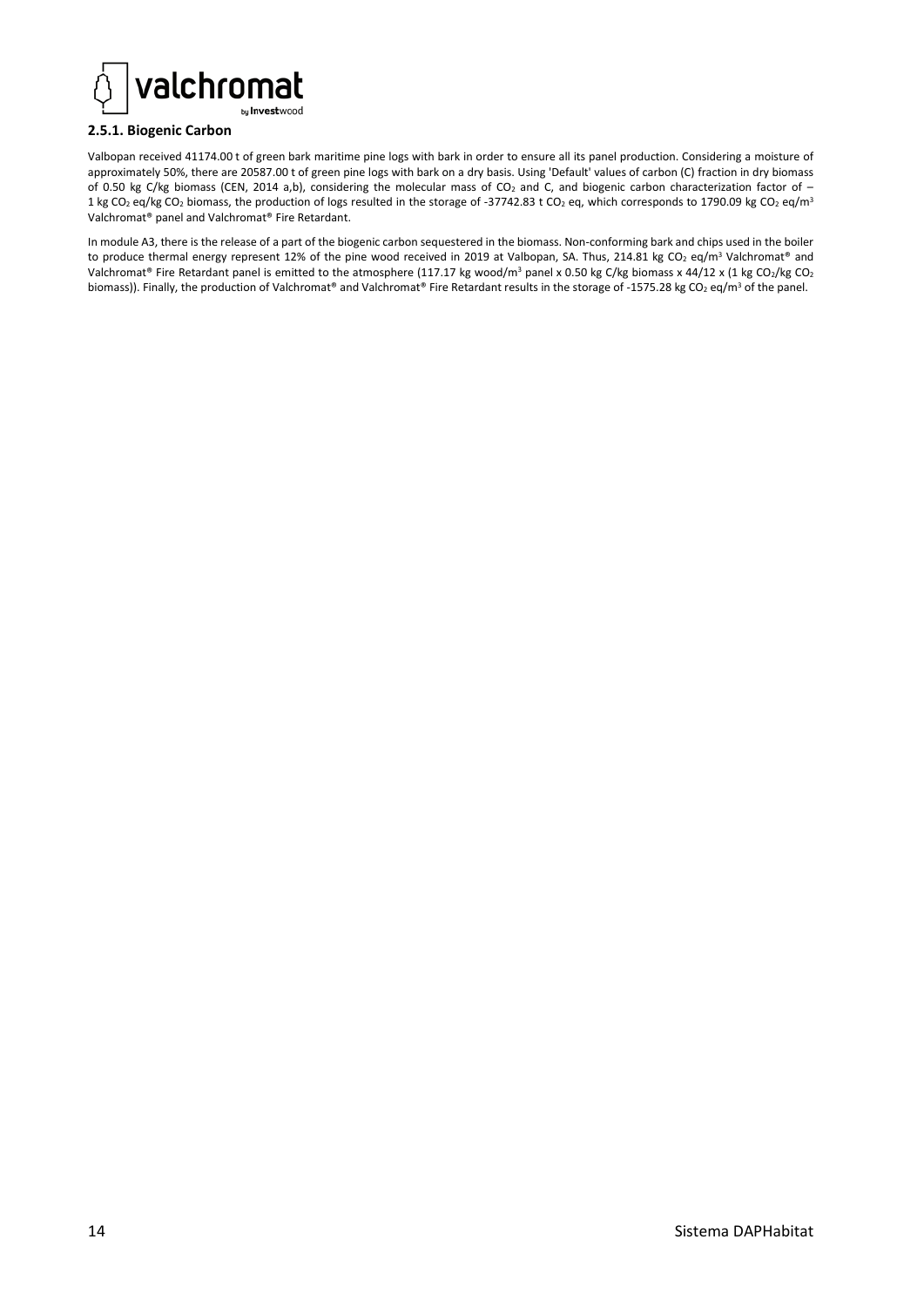### 2.5.1. Biogenic Carbon

Valbopan received 41174.00 t of green bark maritime pine logs with bark in order to ensure all its panel production. Considering a moisture of approximately 50%, there are 20587.00 t of green pine logs with bark on a dry basis. Using 'Default' values of carbon (C) fraction in dry biomass of 0.50 kg C/kg biomass (CEN, 2014 a,b), considering the molecular mass of $CO_2$ and C, and biogenic carbon characterization factor of – 1 kg $CO_2$ eq/kg $CO_2$ biomass, the production of logs resulted in the storage of -37742.83 t $CO_2$ eq, which corresponds to 1790.09 kg $CO_2$ eq/$m^3$ Valchromat® panel and Valchromat® Fire Retardant.

In module A3, there is the release of a part of the biogenic carbon sequestered in the biomass. Non-conforming bark and chips used in the boiler to produce thermal energy represent 12% of the pine wood received in 2019 at Valbopan, SA. Thus, 214.81 kg $CO_2$ eq/$m^3$ Valchromat® and Valchromat® Fire Retardant panel is emitted to the atmosphere (117.17 kg wood/$m^3$ panel x 0.50 kg C/kg biomass x 44/12 x (1 kg $CO_2$/kg $CO_2$ biomass)). Finally, the production of Valchromat® and Valchromat® Fire Retardant results in the storage of -1575.28 kg $CO_2$ eq/$m^3$ of the panel.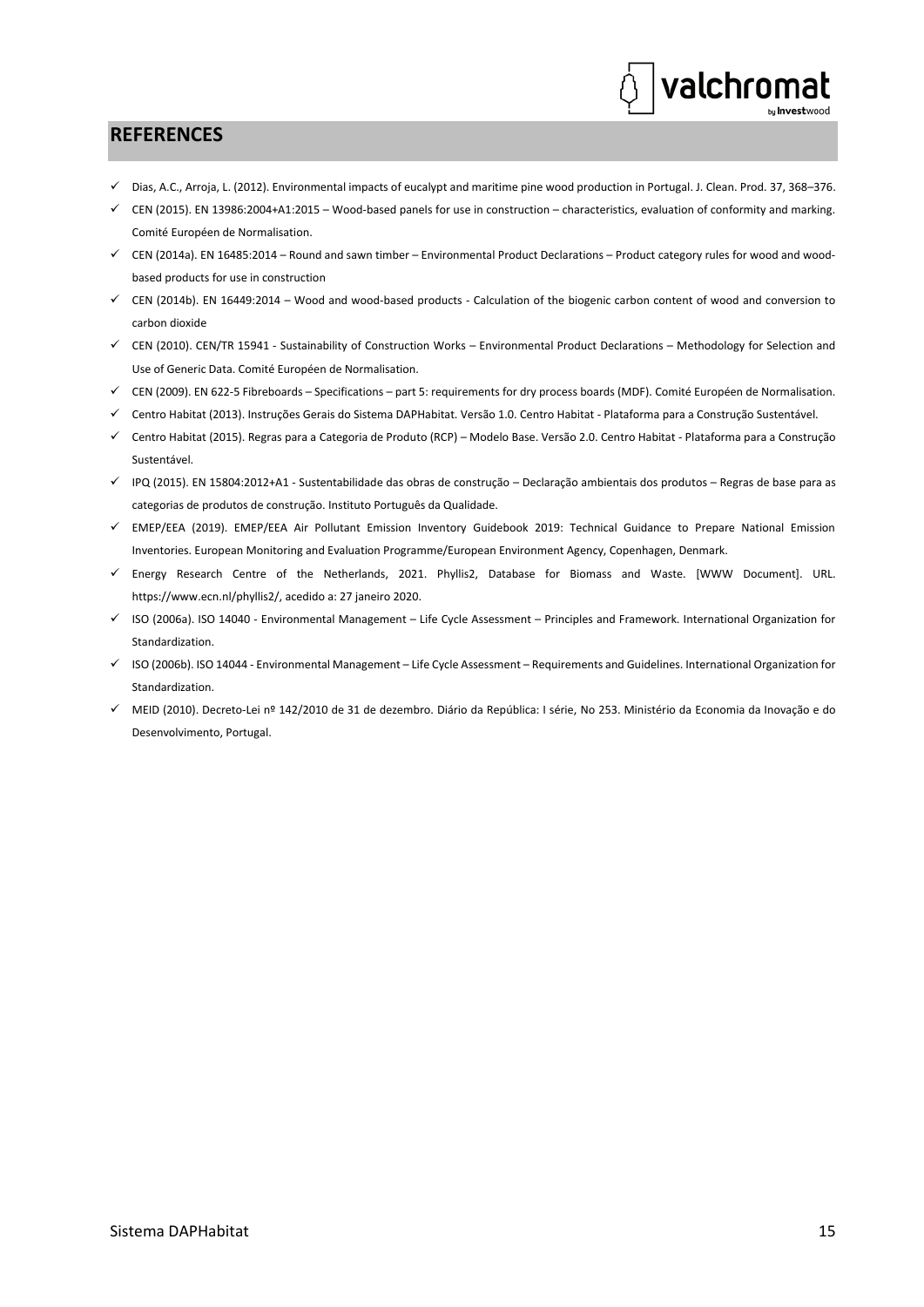## REFERENCES

- ✓ Dias, A.C., Arroja, L. (2012). Environmental impacts of eucalypt and maritime pine wood production in Portugal. J. Clean. Prod. 37, 368–376.
- ✓ CEN (2015). EN 13986:2004+A1:2015 – Wood-based panels for use in construction – characteristics, evaluation of conformity and marking. Comité Européen de Normalisation.
- ✓ CEN (2014a). EN 16485:2014 – Round and sawn timber – Environmental Product Declarations – Product category rules for wood and wood-based products for use in construction
- ✓ CEN (2014b). EN 16449:2014 – Wood and wood-based products - Calculation of the biogenic carbon content of wood and conversion to carbon dioxide
- ✓ CEN (2010). CEN/TR 15941 - Sustainability of Construction Works – Environmental Product Declarations – Methodology for Selection and Use of Generic Data. Comité Européen de Normalisation.
- ✓ CEN (2009). EN 622-5 Fibreboards – Specifications – part 5: requirements for dry process boards (MDF). Comité Européen de Normalisation.
- ✓ Centro Habitat (2013). Instruções Gerais do Sistema DAPHabitat. Versão 1.0. Centro Habitat - Plataforma para a Construção Sustentável.
- ✓ Centro Habitat (2015). Regras para a Categoria de Produto (RCP) – Modelo Base. Versão 2.0. Centro Habitat - Plataforma para a Construção Sustentável.
- ✓ IPQ (2015). EN 15804:2012+A1 - Sustentabilidade das obras de construção – Declaração ambientais dos produtos – Regras de base para as categorias de produtos de construção. Instituto Português da Qualidade.
- ✓ EMEP/EEA (2019). EMEP/EEA Air Pollutant Emission Inventory Guidebook 2019: Technical Guidance to Prepare National Emission Inventories. European Monitoring and Evaluation Programme/European Environment Agency, Copenhagen, Denmark.
- ✓ Energy Research Centre of the Netherlands, 2021. Phyllis2, Database for Biomass and Waste. [WWW Document]. URL. https://www.ecn.nl/phyllis2/, acedido a: 27 janeiro 2020.
- ✓ ISO (2006a). ISO 14040 - Environmental Management – Life Cycle Assessment – Principles and Framework. International Organization for Standardization.
- ✓ ISO (2006b). ISO 14044 - Environmental Management – Life Cycle Assessment – Requirements and Guidelines. International Organization for Standardization.
- ✓ MEID (2010). Decreto-Lei nº 142/2010 de 31 de dezembro. Diário da República: I série, No 253. Ministério da Economia da Inovação e do Desenvolvimento, Portugal.